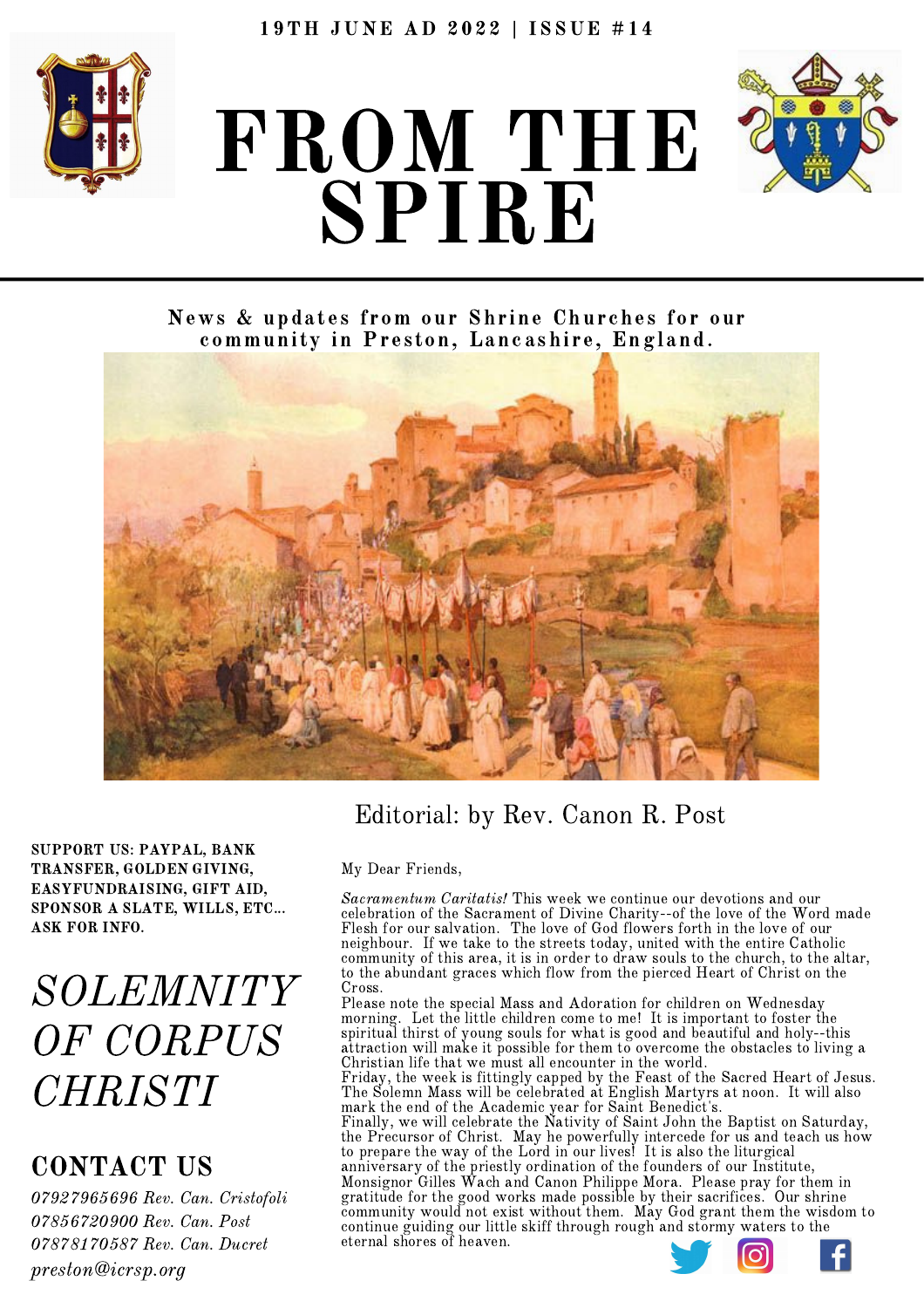19TH JUNE AD 2022 | ISSUE #14

# FROM THE SPIRE

**News & updates from our Shrine Churches for our community in Preston, Lancashire, England.**

## Editorial: by Rev. Canon R. Post

My Dear Friends,

*Sacramentum Caritatis!* This week we continue our devotions and our celebration of the Sacrament of Divine Charity--of the love of the Word made Flesh for our salvation. The love of God flowers forth in the love of our neighbour. If we take to the streets today, united with the entire Catholic community of this area, it is in order to draw souls to the church, to the altar, to the abundant graces which flow from the pierced Heart of Christ on the Cross.

Please note the special Mass and Adoration for children on Wednesday morning. Let the little children come to me! It is important to foster the spiritual thirst of young souls for what is good and beautiful and holy--this attraction will make it possible for them to overcome the obstacles to living a Christian life that we must all encounter in the world.

Friday, the week is fittingly capped by the Feast of the Sacred Heart of Jesus. The Solemn Mass will be celebrated at English Martyrs at noon. It will also mark the end of the Academic year for Saint Benedict's.

Finally, we will celebrate the Nativity of Saint John the Baptist on Saturday, the Precursor of Christ. May he powerfully intercede for us and teach us how to prepare the way of the Lord in our lives! It is also the liturgical anniversary of the priestly ordination of the founders of our Institute, Monsignor Gilles Wach and Canon Philippe Mora. Please pray for them in gratitude for the good works made possible by their sacrifices. Our shrine community would not exist without them. May God grant them the wisdom to continue guiding our little skiff through rough and stormy waters to the eternal shores of heaven.

**SUPPORT US: PAYPAL, BANK TRANSFER, GOLDEN GIVING, EASYFUNDRAISING, GIFT AID, SPONSOR A SLATE, WILLS, ETC... ASK FOR INFO.**

## *SOLEMNITY OF CORPUS CHRISTI*

## CONTACT US

*07927965696 Rev. Can. Cristofoli*
*07856720900 Rev. Can. Post*
*07878170587 Rev. Can. Ducret*
*preston@icrsp.org*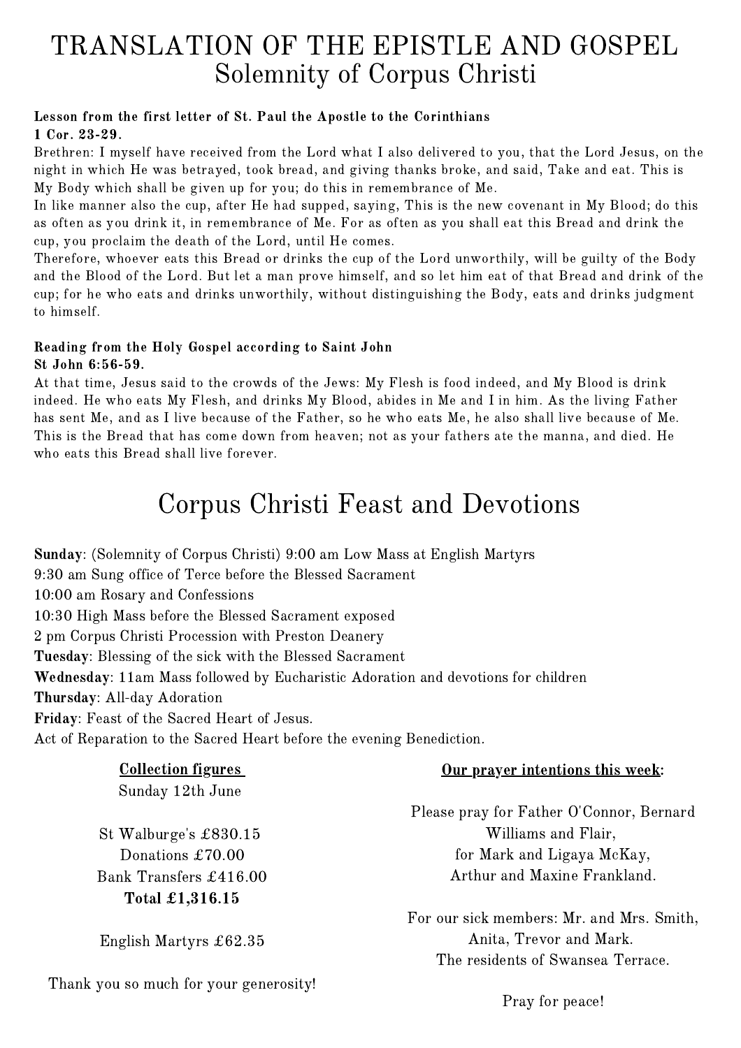# TRANSLATION OF THE EPISTLE AND GOSPEL
## Solemnity of Corpus Christi

**Lesson from the first letter of St. Paul the Apostle to the Corinthians**
**1 Cor. 23-29.**

Brethren: I myself have received from the Lord what I also delivered to you, that the Lord Jesus, on the night in which He was betrayed, took bread, and giving thanks broke, and said, Take and eat. This is My Body which shall be given up for you; do this in remembrance of Me.

In like manner also the cup, after He had supped, saying, This is the new covenant in My Blood; do this as often as you drink it, in remembrance of Me. For as often as you shall eat this Bread and drink the cup, you proclaim the death of the Lord, until He comes.

Therefore, whoever eats this Bread or drinks the cup of the Lord unworthily, will be guilty of the Body and the Blood of the Lord. But let a man prove himself, and so let him eat of that Bread and drink of the cup; for he who eats and drinks unworthily, without distinguishing the Body, eats and drinks judgment to himself.

**Reading from the Holy Gospel according to Saint John**
**St John 6:56-59.**

At that time, Jesus said to the crowds of the Jews: My Flesh is food indeed, and My Blood is drink indeed. He who eats My Flesh, and drinks My Blood, abides in Me and I in him. As the living Father has sent Me, and as I live because of the Father, so he who eats Me, he also shall live because of Me. This is the Bread that has come down from heaven; not as your fathers ate the manna, and died. He who eats this Bread shall live forever.

# Corpus Christi Feast and Devotions

**Sunday**: (Solemnity of Corpus Christi) 9:00 am Low Mass at English Martyrs
9:30 am Sung office of Terce before the Blessed Sacrament
10:00 am Rosary and Confessions
10:30 High Mass before the Blessed Sacrament exposed
2 pm Corpus Christi Procession with Preston Deanery
**Tuesday**: Blessing of the sick with the Blessed Sacrament
**Wednesday**: 11am Mass followed by Eucharistic Adoration and devotions for children
**Thursday**: All-day Adoration
**Friday**: Feast of the Sacred Heart of Jesus.
Act of Reparation to the Sacred Heart before the evening Benediction.

**Collection figures**
Sunday 12th June

St Walburge's £830.15
Donations £70.00
Bank Transfers £416.00
**Total £1,316.15**

English Martyrs £62.35

Thank you so much for your generosity!

**Our prayer intentions this week:**

Please pray for Father O'Connor, Bernard Williams and Flair, for Mark and Ligaya McKay, Arthur and Maxine Frankland.

For our sick members: Mr. and Mrs. Smith, Anita, Trevor and Mark. The residents of Swansea Terrace.

Pray for peace!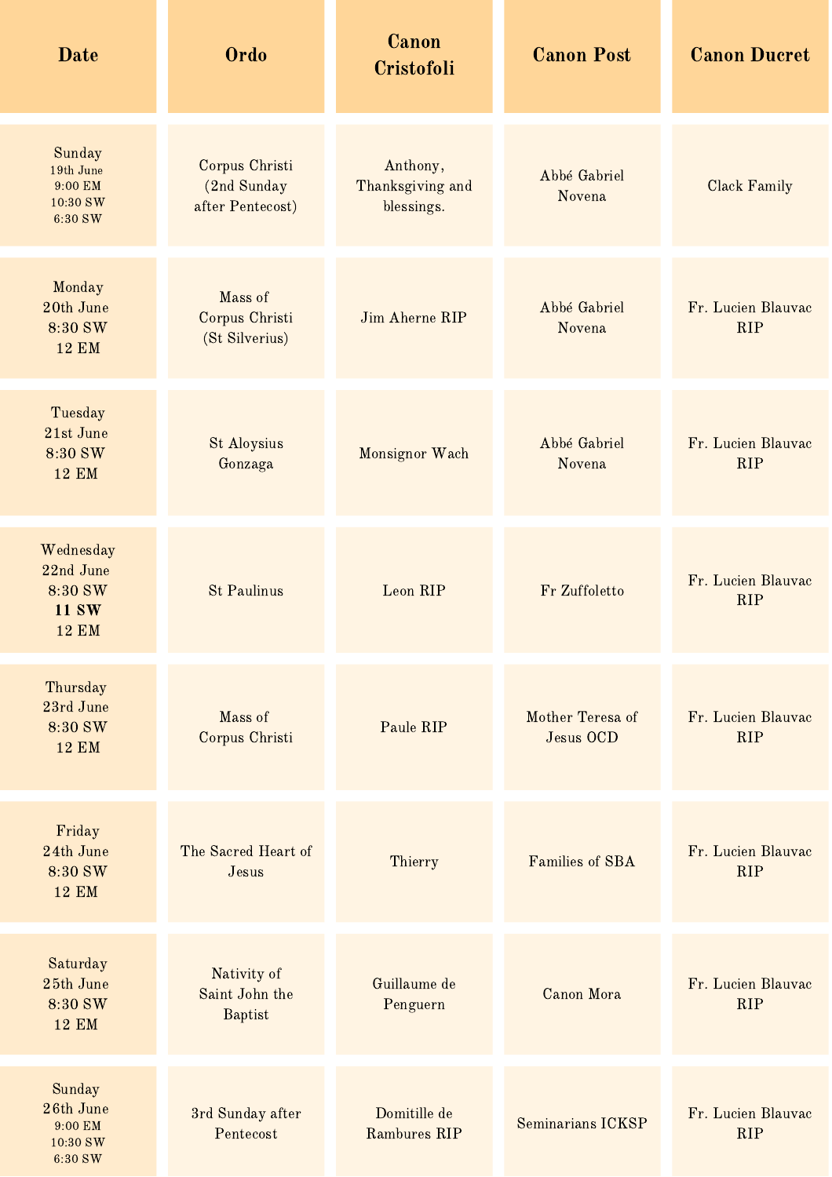| Date | Ordo | Canon Cristofoli | Canon Post | Canon Ducret |
|---|---|---|---|---|
| Sunday 19th June 9:00 EM 10:30 SW 6:30 SW | Corpus Christi (2nd Sunday after Pentecost) | Anthony, Thanksgiving and blessings. | Abbé Gabriel Novena | Clack Family |
| Monday 20th June 8:30 SW 12 EM | Mass of Corpus Christi (St Silverius) | Jim Aherne RIP | Abbé Gabriel Novena | Fr. Lucien Blauvac RIP |
| Tuesday 21st June 8:30 SW 12 EM | St Aloysius Gonzaga | Monsignor Wach | Abbé Gabriel Novena | Fr. Lucien Blauvac RIP |
| Wednesday 22nd June 8:30 SW **11 SW** 12 EM | St Paulinus | Leon RIP | Fr Zuffoletto | Fr. Lucien Blauvac RIP |
| Thursday 23rd June 8:30 SW 12 EM | Mass of Corpus Christi | Paule RIP | Mother Teresa of Jesus OCD | Fr. Lucien Blauvac RIP |
| Friday 24th June 8:30 SW 12 EM | The Sacred Heart of Jesus | Thierry | Families of SBA | Fr. Lucien Blauvac RIP |
| Saturday 25th June 8:30 SW 12 EM | Nativity of Saint John the Baptist | Guillaume de Penguern | Canon Mora | Fr. Lucien Blauvac RIP |
| Sunday 26th June 9:00 EM 10:30 SW 6:30 SW | 3rd Sunday after Pentecost | Domitille de Rambures RIP | Seminarians ICKSP | Fr. Lucien Blauvac RIP |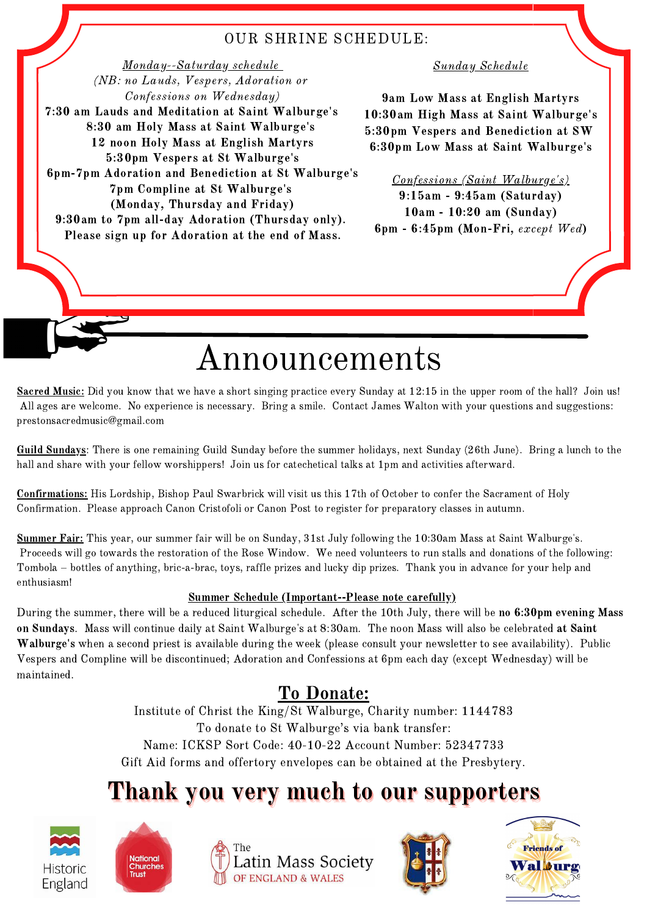## OUR SHRINE SCHEDULE:

*Monday--Saturday schedule*
*(NB: no Lauds, Vespers, Adoration or Confessions on Wednesday)*

**7:30 am Lauds and Meditation at Saint Walburge's**
**8:30 am Holy Mass at Saint Walburge's**
**12 noon Holy Mass at English Martyrs**
**5:30pm Vespers at St Walburge's**
**6pm-7pm Adoration and Benediction at St Walburge's**
**7pm Compline at St Walburge's**
**(Monday, Thursday and Friday)**
**9:30am to 7pm all-day Adoration (Thursday only).**
**Please sign up for Adoration at the end of Mass.**

*Sunday Schedule*

**9am Low Mass at English Martyrs**
**10:30am High Mass at Saint Walburge's**
**5:30pm Vespers and Benediction at SW**
**6:30pm Low Mass at Saint Walburge's**

*Confessions (Saint Walburge's)*

**9:15am - 9:45am (Saturday)**
**10am - 10:20 am (Sunday)**
**6pm - 6:45pm (Mon-Fri, *except Wed*)**

# Announcements

**Sacred Music:** Did you know that we have a short singing practice every Sunday at 12:15 in the upper room of the hall? Join us! All ages are welcome. No experience is necessary. Bring a smile. Contact James Walton with your questions and suggestions: prestonsacredmusic@gmail.com

**Guild Sundays**: There is one remaining Guild Sunday before the summer holidays, next Sunday (26th June). Bring a lunch to the hall and share with your fellow worshippers! Join us for catechetical talks at 1pm and activities afterward.

**Confirmations:** His Lordship, Bishop Paul Swarbrick will visit us this 17th of October to confer the Sacrament of Holy Confirmation. Please approach Canon Cristofoli or Canon Post to register for preparatory classes in autumn.

**Summer Fair:** This year, our summer fair will be on Sunday, 31st July following the 10:30am Mass at Saint Walburge's. Proceeds will go towards the restoration of the Rose Window. We need volunteers to run stalls and donations of the following: Tombola – bottles of anything, bric-a-brac, toys, raffle prizes and lucky dip prizes. Thank you in advance for your help and enthusiasm!

**Summer Schedule (Important--Please note carefully)**

During the summer, there will be a reduced liturgical schedule. After the 10th July, there will be **no 6:30pm evening Mass on Sundays**. Mass will continue daily at Saint Walburge's at 8:30am. The noon Mass will also be celebrated **at Saint Walburge's** when a second priest is available during the week (please consult your newsletter to see availability). Public Vespers and Compline will be discontinued; Adoration and Confessions at 6pm each day (except Wednesday) will be maintained.

## To Donate:

Institute of Christ the King/St Walburge, Charity number: 1144783
To donate to St Walburge's via bank transfer:
Name: ICKSP Sort Code: 40-10-22 Account Number: 52347733
Gift Aid forms and offertory envelopes can be obtained at the Presbytery.

# Thank you very much to our supporters

Historic England

National Churches Trust

The Latin Mass Society OF ENGLAND & WALES

Friends of Walburge